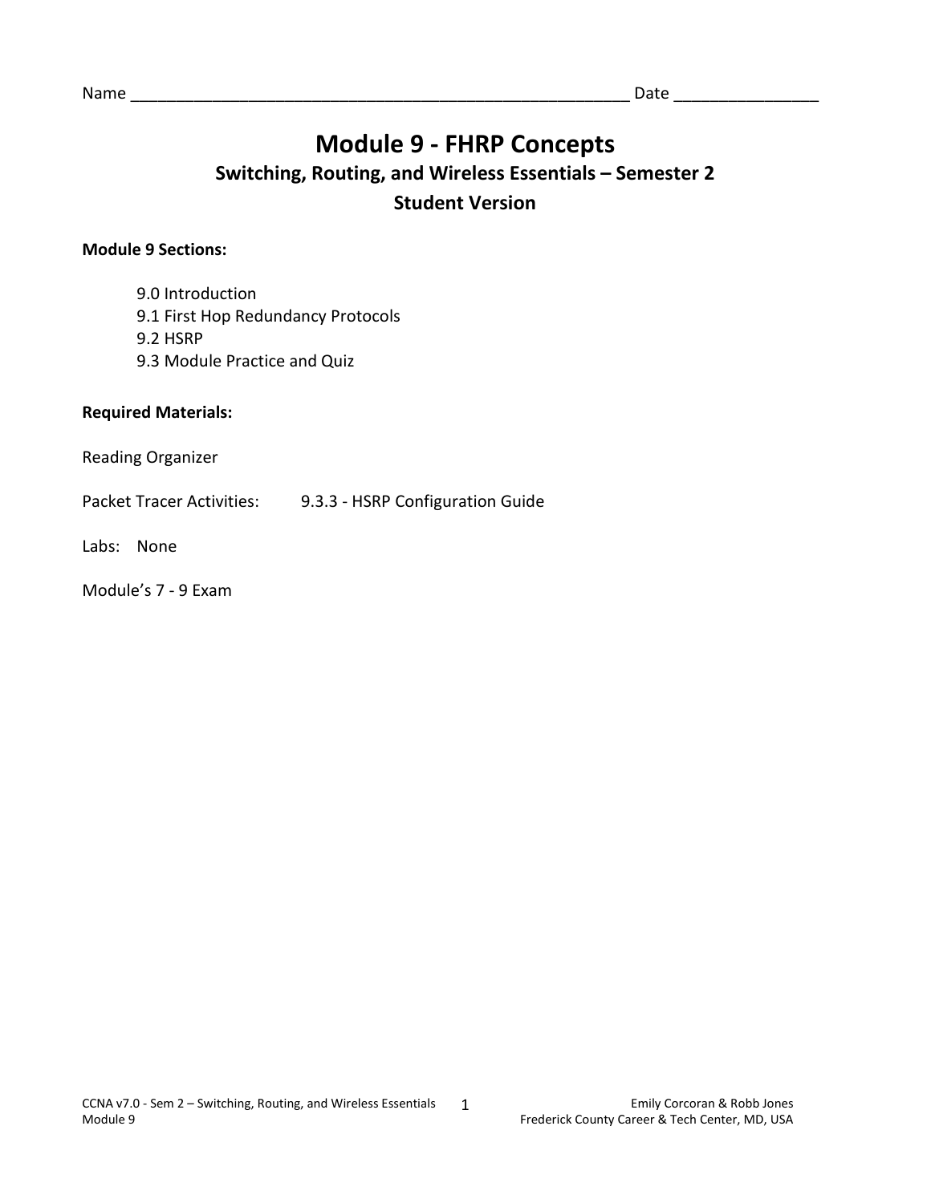Name ________________________________________________________ Date _______________

# Module 9 - FHRP Concepts

## Switching, Routing, and Wireless Essentials – Semester 2

## Student Version

**Module 9 Sections:**

- 9.0 Introduction
- 9.1 First Hop Redundancy Protocols
- 9.2 HSRP
- 9.3 Module Practice and Quiz

**Required Materials:**

Reading Organizer

Packet Tracer Activities: 9.3.3 - HSRP Configuration Guide

Labs: None

Module's 7 - 9 Exam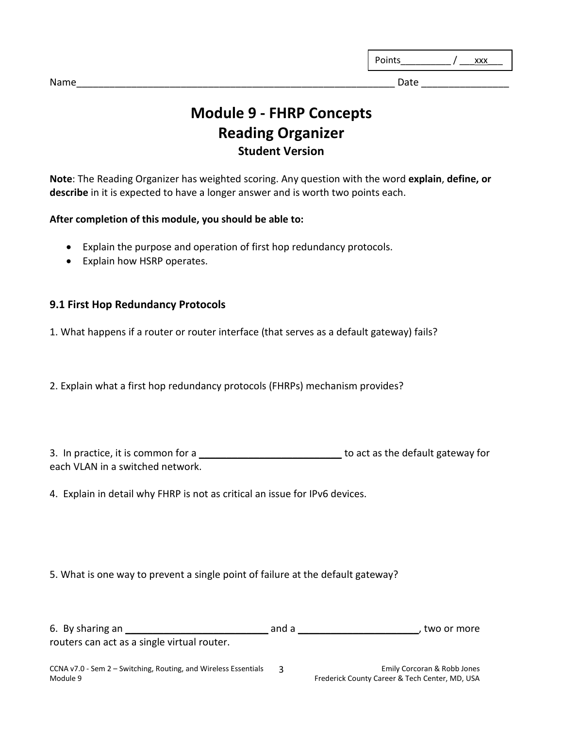Points__________ / ___xxx___

Name___________________________________________________________ Date ________________

# Module 9 - FHRP Concepts
# Reading Organizer
### Student Version

**Note**: The Reading Organizer has weighted scoring. Any question with the word **explain**, **define, or describe** in it is expected to have a longer answer and is worth two points each.

**After completion of this module, you should be able to:**

- Explain the purpose and operation of first hop redundancy protocols.
- Explain how HSRP operates.

## 9.1 First Hop Redundancy Protocols

1. What happens if a router or router interface (that serves as a default gateway) fails?

2. Explain what a first hop redundancy protocols (FHRPs) mechanism provides?

3. In practice, it is common for a __________________________ to act as the default gateway for each VLAN in a switched network.

4. Explain in detail why FHRP is not as critical an issue for IPv6 devices.

5. What is one way to prevent a single point of failure at the default gateway?

6. By sharing an __________________________ and a ______________________, two or more routers can act as a single virtual router.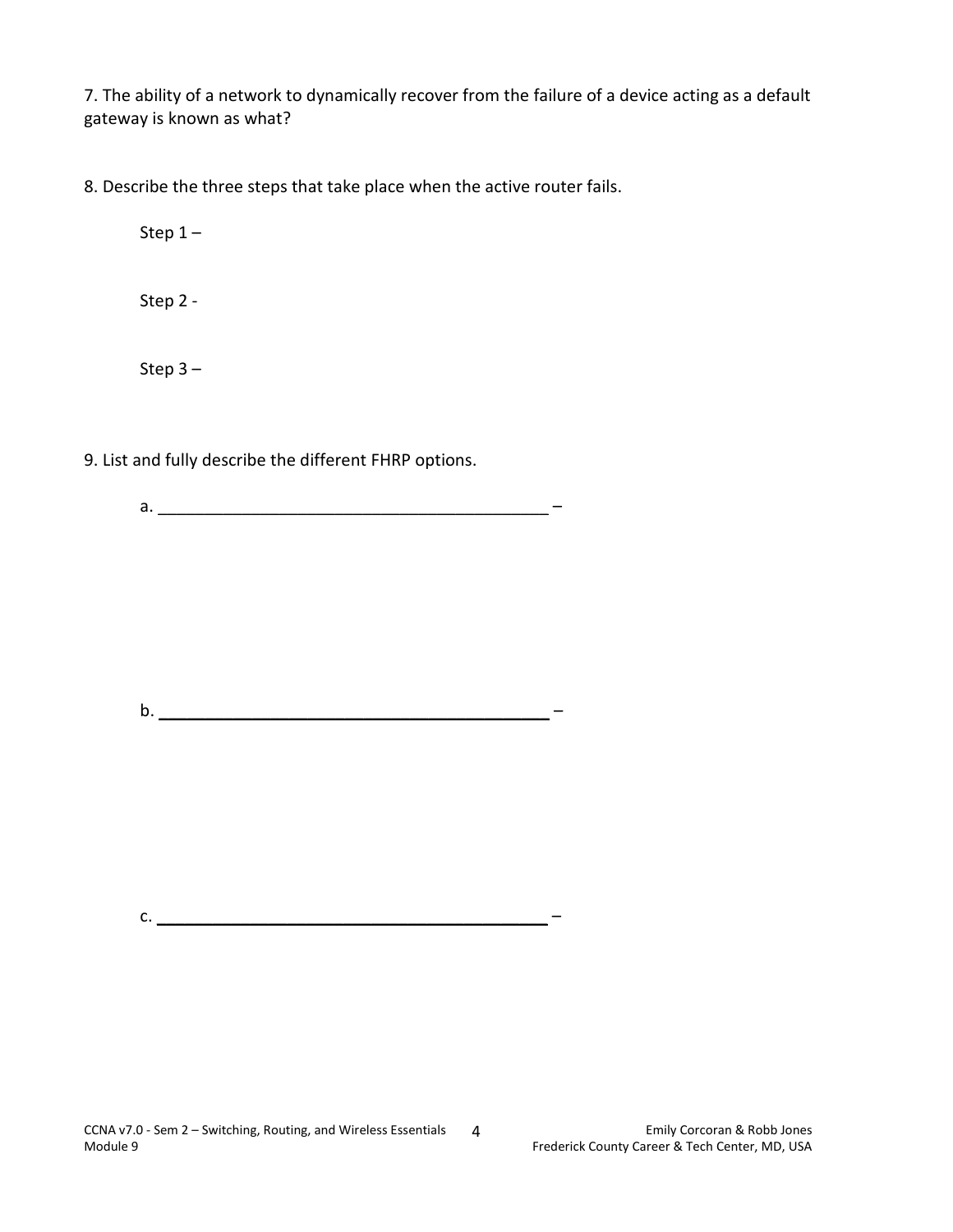7. The ability of a network to dynamically recover from the failure of a device acting as a default gateway is known as what?

8. Describe the three steps that take place when the active router fails.

Step 1 –

Step 2 -

Step 3 –

9. List and fully describe the different FHRP options.

a. ____________________________________________ –

b. ____________________________________________ –

c. ____________________________________________ –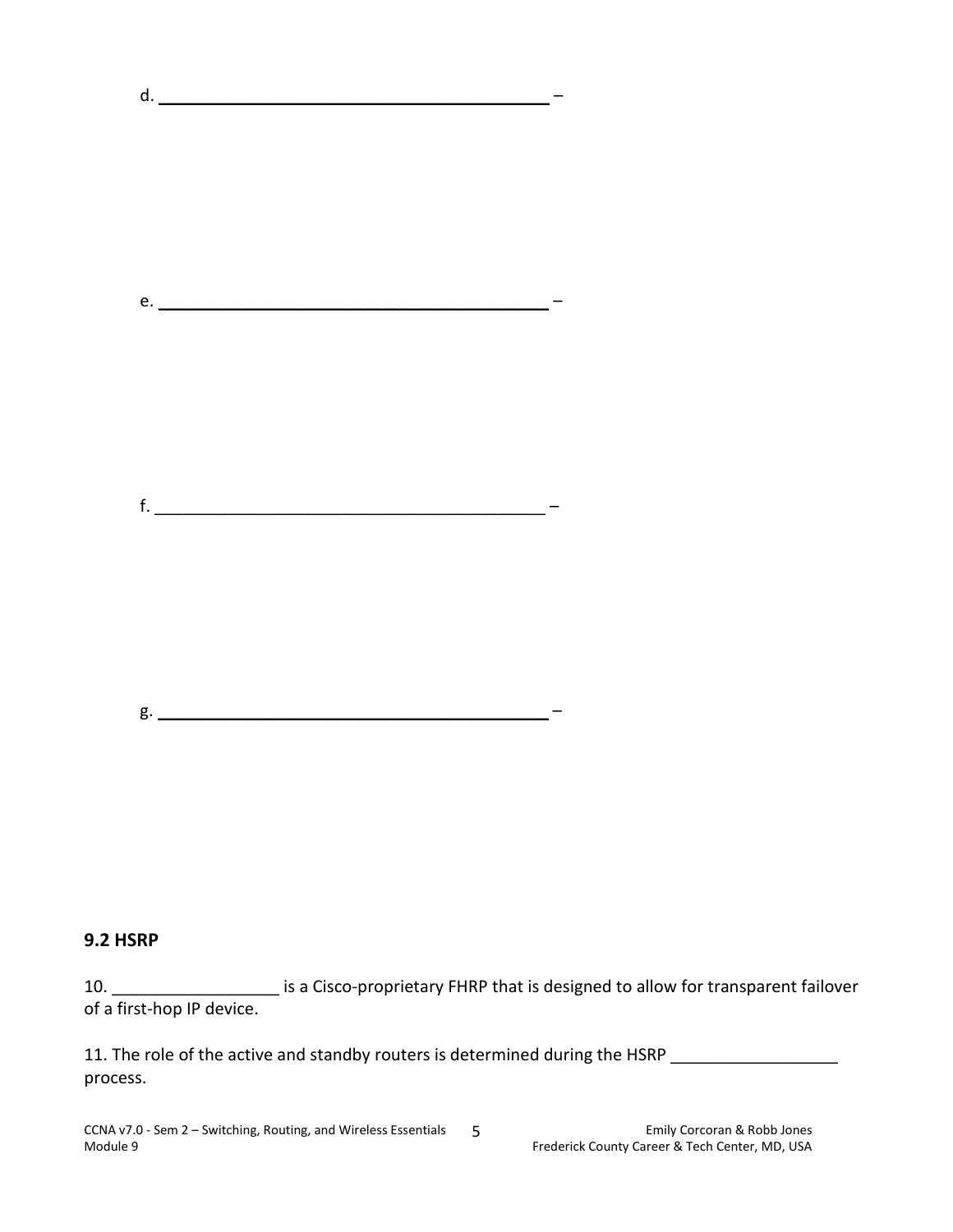d. __________________________________________ –

e. __________________________________________ –

f. __________________________________________ –

g. __________________________________________ –

**9.2 HSRP**

10. _________________ is a Cisco-proprietary FHRP that is designed to allow for transparent failover of a first-hop IP device.

11. The role of the active and standby routers is determined during the HSRP _________________ process.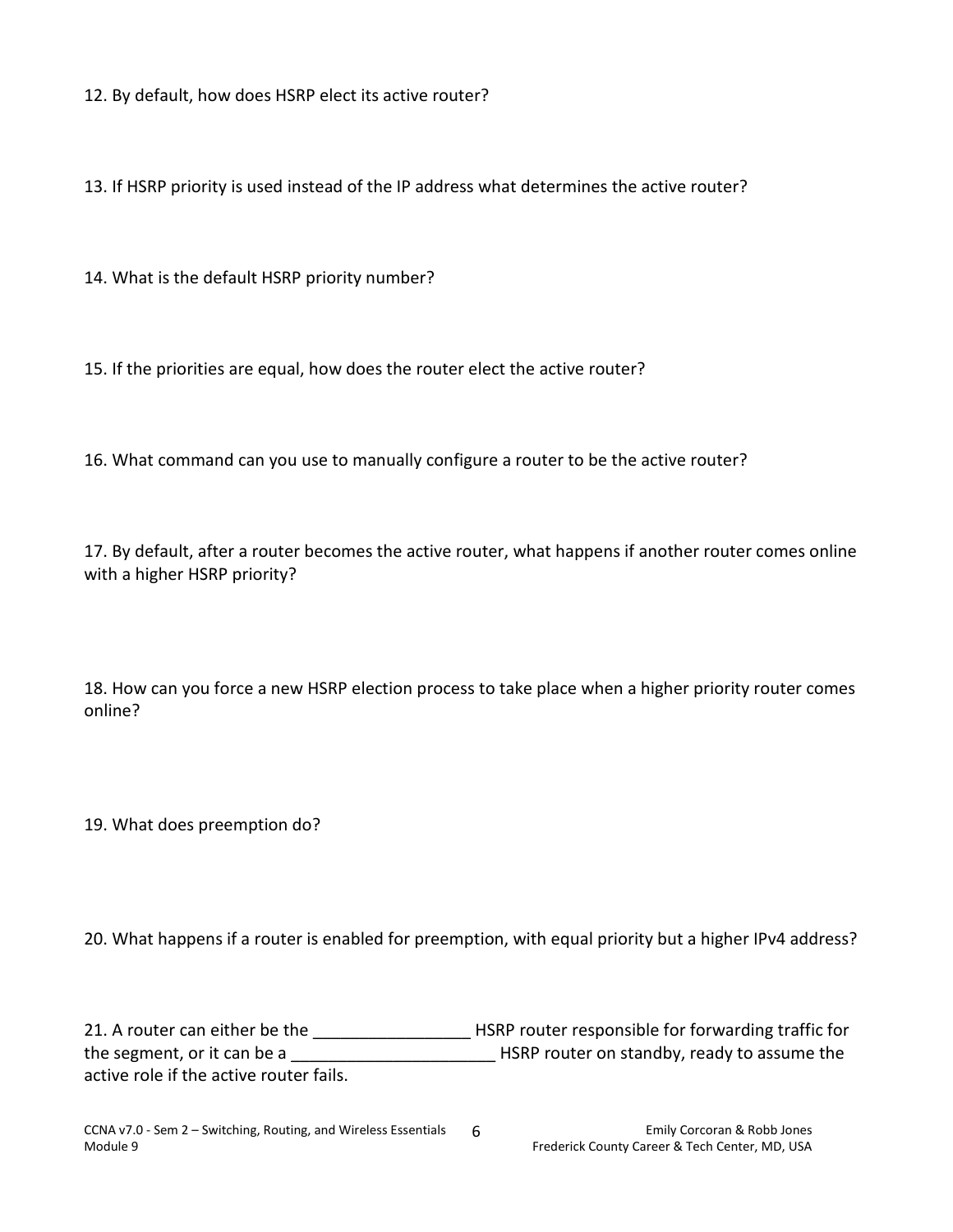12. By default, how does HSRP elect its active router?

13. If HSRP priority is used instead of the IP address what determines the active router?

14. What is the default HSRP priority number?

15. If the priorities are equal, how does the router elect the active router?

16. What command can you use to manually configure a router to be the active router?

17. By default, after a router becomes the active router, what happens if another router comes online with a higher HSRP priority?

18. How can you force a new HSRP election process to take place when a higher priority router comes online?

19. What does preemption do?

20. What happens if a router is enabled for preemption, with equal priority but a higher IPv4 address?

21. A router can either be the ________________ HSRP router responsible for forwarding traffic for the segment, or it can be a ______________________ HSRP router on standby, ready to assume the active role if the active router fails.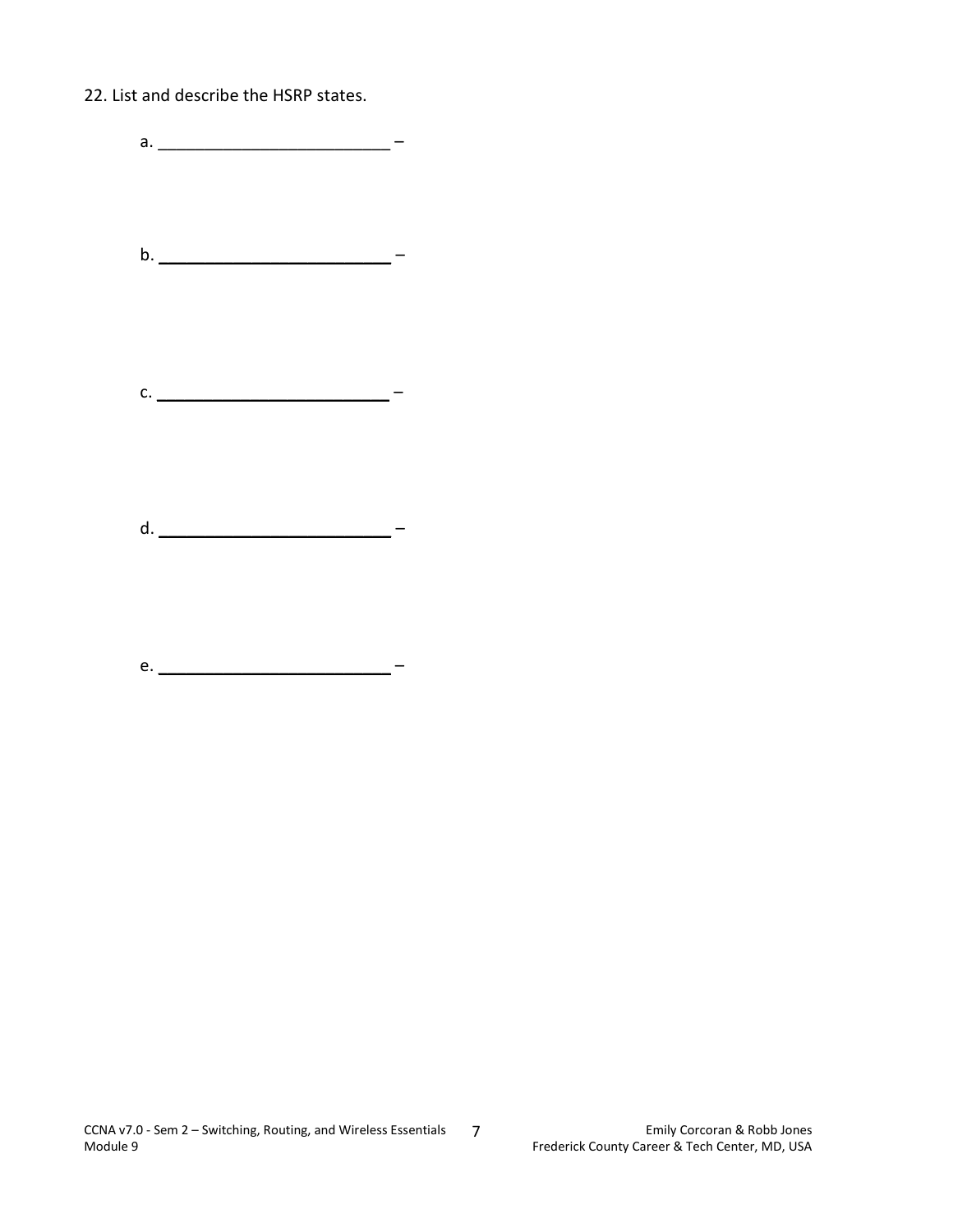22. List and describe the HSRP states.

a. ________________________ –

b. ________________________ –

c. ________________________ –

d. ________________________ –

e. ________________________ –